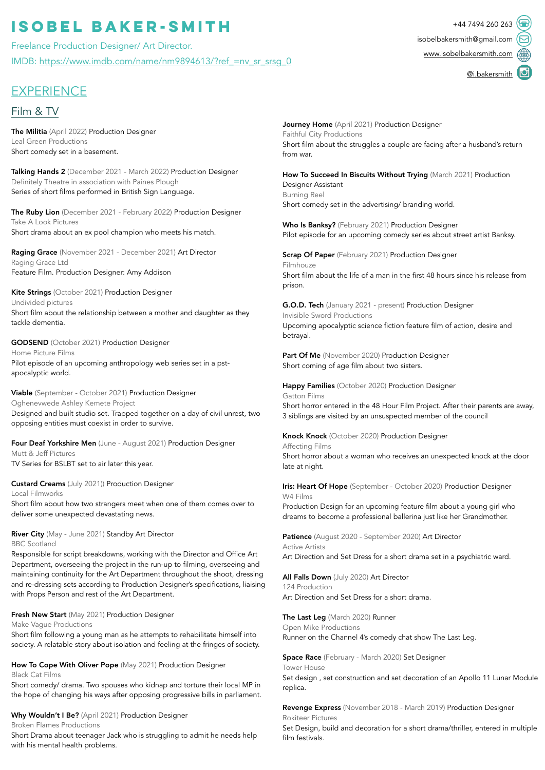# ISOBEL BAKER-SMITH

Freelance Production Designer/ Art Director.

IMDB: https://www.imdb.com/name/nm9894613/?ref_=nv_sr_srsg_0

+44 7494 260 263

isobelbakersmith@gmail.com

www.isobelbakersmith.com

@i.bakersmith

## EXPERIENCE

### Film & TV

**The Militia** (April 2022) Production Designer
Leal Green Productions
Short comedy set in a basement.

**Talking Hands 2** (December 2021 - March 2022) Production Designer
Definitely Theatre in association with Paines Plough
Series of short films performed in British Sign Language.

**The Ruby Lion** (December 2021 - February 2022) Production Designer
Take A Look Pictures
Short drama about an ex pool champion who meets his match.

**Raging Grace** (November 2021 - December 2021) Art Director
Raging Grace Ltd
Feature Film. Production Designer: Amy Addison

**Kite Strings** (October 2021) Production Designer
Undivided pictures
Short film about the relationship between a mother and daughter as they tackle dementia.

**GODSEND** (October 2021) Production Designer
Home Picture Films
Pilot episode of an upcoming anthropology web series set in a pst-apocalyptic world.

**Viable** (September - October 2021) Production Designer
Oghenevwede Ashley Kemete Project
Designed and built studio set. Trapped together on a day of civil unrest, two opposing entities must coexist in order to survive.

**Four Deaf Yorkshire Men** (June - August 2021) Production Designer
Mutt & Jeff Pictures
TV Series for BSLBT set to air later this year.

**Custard Creams** (July 2021)) Production Designer
Local Filmworks
Short film about how two strangers meet when one of them comes over to deliver some unexpected devastating news.

**River City** (May - June 2021) Standby Art Director
BBC Scotland
Responsible for script breakdowns, working with the Director and Office Art Department, overseeing the project in the run-up to filming, overseeing and maintaining continuity for the Art Department throughout the shoot, dressing and re-dressing sets according to Production Designer's specifications, liaising with Props Person and rest of the Art Department.

**Fresh New Start** (May 2021) Production Designer
Make Vague Productions
Short film following a young man as he attempts to rehabilitate himself into society. A relatable story about isolation and feeling at the fringes of society.

**How To Cope With Oliver Pope** (May 2021) Production Designer
Black Cat Films
Short comedy/ drama. Two spouses who kidnap and torture their local MP in the hope of changing his ways after opposing progressive bills in parliament.

**Why Wouldn't I Be?** (April 2021) Production Designer
Broken Flames Productions
Short Drama about teenager Jack who is struggling to admit he needs help with his mental health problems.

**Journey Home** (April 2021) Production Designer
Faithful City Productions
Short film about the struggles a couple are facing after a husband's return from war.

**How To Succeed In Biscuits Without Trying** (March 2021) Production Designer Assistant
Burning Reel
Short comedy set in the advertising/ branding world.

**Who Is Banksy?** (February 2021) Production Designer
Pilot episode for an upcoming comedy series about street artist Banksy.

**Scrap Of Paper** (February 2021) Production Designer
Filmhouze
Short film about the life of a man in the first 48 hours since his release from prison.

**G.O.D. Tech** (January 2021 - present) Production Designer
Invisible Sword Productions
Upcoming apocalyptic science fiction feature film of action, desire and betrayal.

**Part Of Me** (November 2020) Production Designer
Short coming of age film about two sisters.

**Happy Families** (October 2020) Production Designer
Gatton Films
Short horror entered in the 48 Hour Film Project. After their parents are away, 3 siblings are visited by an unsuspected member of the council

**Knock Knock** (October 2020) Production Designer
Affecting Films
Short horror about a woman who receives an unexpected knock at the door late at night.

**Iris: Heart Of Hope** (September - October 2020) Production Designer
W4 Films
Production Design for an upcoming feature film about a young girl who dreams to become a professional ballerina just like her Grandmother.

**Patience** (August 2020 - September 2020) Art Director
Active Artists
Art Direction and Set Dress for a short drama set in a psychiatric ward.

**All Falls Down** (July 2020) Art Director
124 Production
Art Direction and Set Dress for a short drama.

**The Last Leg** (March 2020) Runner
Open Mike Productions
Runner on the Channel 4's comedy chat show The Last Leg.

**Space Race** (February - March 2020) Set Designer
Tower House
Set design , set construction and set decoration of an Apollo 11 Lunar Module replica.

**Revenge Express** (November 2018 - March 2019) Production Designer
Rokiteer Pictures
Set Design, build and decoration for a short drama/thriller, entered in multiple film festivals.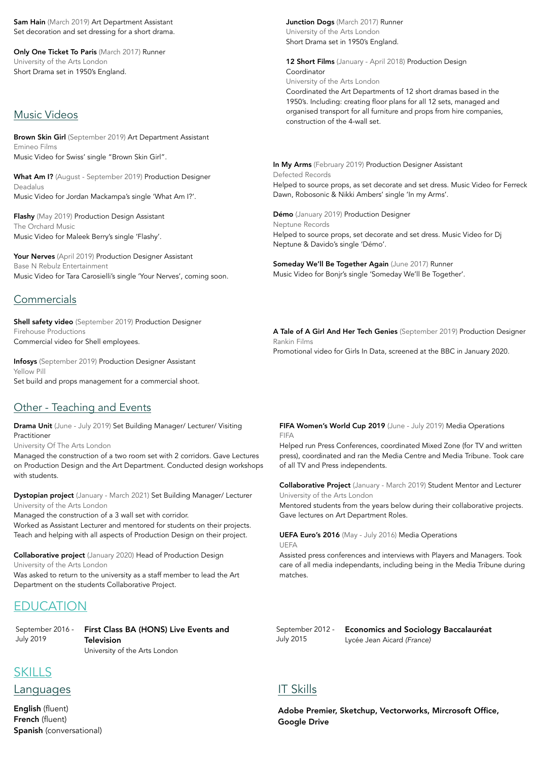**Sam Hain** (March 2019) Art Department Assistant
Set decoration and set dressing for a short drama.

**Only One Ticket To Paris** (March 2017) Runner
University of the Arts London
Short Drama set in 1950's England.

**Junction Dogs** (March 2017) Runner
University of the Arts London
Short Drama set in 1950's England.

**12 Short Films** (January - April 2018) Production Design Coordinator
University of the Arts London
Coordinated the Art Departments of 12 short dramas based in the 1950's. Including: creating floor plans for all 12 sets, managed and organised transport for all furniture and props from hire companies, construction of the 4-wall set.

## Music Videos

**Brown Skin Girl** (September 2019) Art Department Assistant
Emineo Films
Music Video for Swiss' single "Brown Skin Girl".

**What Am I?** (August - September 2019) Production Designer
Deadalus
Music Video for Jordan Mackampa's single 'What Am I?'.

**Flashy** (May 2019) Production Design Assistant
The Orchard Music
Music Video for Maleek Berry's single 'Flashy'.

**Your Nerves** (April 2019) Production Designer Assistant
Base N Rebulz Entertainment
Music Video for Tara Carosielli's single 'Your Nerves', coming soon.

**In My Arms** (February 2019) Production Designer Assistant
Defected Records
Helped to source props, as set decorate and set dress. Music Video for Ferreck Dawn, Robosonic & Nikki Ambers' single 'In my Arms'.

**Démo** (January 2019) Production Designer
Neptune Records
Helped to source props, set decorate and set dress. Music Video for Dj Neptune & Davido's single 'Démo'.

**Someday We'll Be Together Again** (June 2017) Runner
Music Video for Bonjr's single 'Someday We'll Be Together'.

## Commercials

**Shell safety video** (September 2019) Production Designer
Firehouse Productions
Commercial video for Shell employees.

**Infosys** (September 2019) Production Designer Assistant
Yellow Pill
Set build and props management for a commercial shoot.

**A Tale of A Girl And Her Tech Genies** (September 2019) Production Designer
Rankin Films
Promotional video for Girls In Data, screened at the BBC in January 2020.

## Other - Teaching and Events

**Drama Unit** (June - July 2019) Set Building Manager/ Lecturer/ Visiting Practitioner
University Of The Arts London
Managed the construction of a two room set with 2 corridors. Gave Lectures on Production Design and the Art Department. Conducted design workshops with students.

**Dystopian project** (January - March 2021) Set Building Manager/ Lecturer
University of the Arts London
Managed the construction of a 3 wall set with corridor.
Worked as Assistant Lecturer and mentored for students on their projects.
Teach and helping with all aspects of Production Design on their project.

**Collaborative project** (January 2020) Head of Production Design
University of the Arts London
Was asked to return to the university as a staff member to lead the Art Department on the students Collaborative Project.

**FIFA Women's World Cup 2019** (June - July 2019) Media Operations
FIFA
Helped run Press Conferences, coordinated Mixed Zone (for TV and written press), coordinated and ran the Media Centre and Media Tribune. Took care of all TV and Press independents.

**Collaborative Project** (January - March 2019) Student Mentor and Lecturer
University of the Arts London
Mentored students from the years below during their collaborative projects. Gave lectures on Art Department Roles.

**UEFA Euro's 2016** (May - July 2016) Media Operations
UEFA
Assisted press conferences and interviews with Players and Managers. Took care of all media independants, including being in the Media Tribune during matches.

# EDUCATION

September 2016 - July 2019
**First Class BA (HONS) Live Events and Television**
University of the Arts London

September 2012 - July 2015
**Economics and Sociology Baccalauréat**
Lycée Jean Aicard *(France)*

# SKILLS

## Languages

**English** (fluent)
**French** (fluent)
**Spanish** (conversational)

## IT Skills

**Adobe Premier, Sketchup, Vectorworks, Mircrosoft Office, Google Drive**